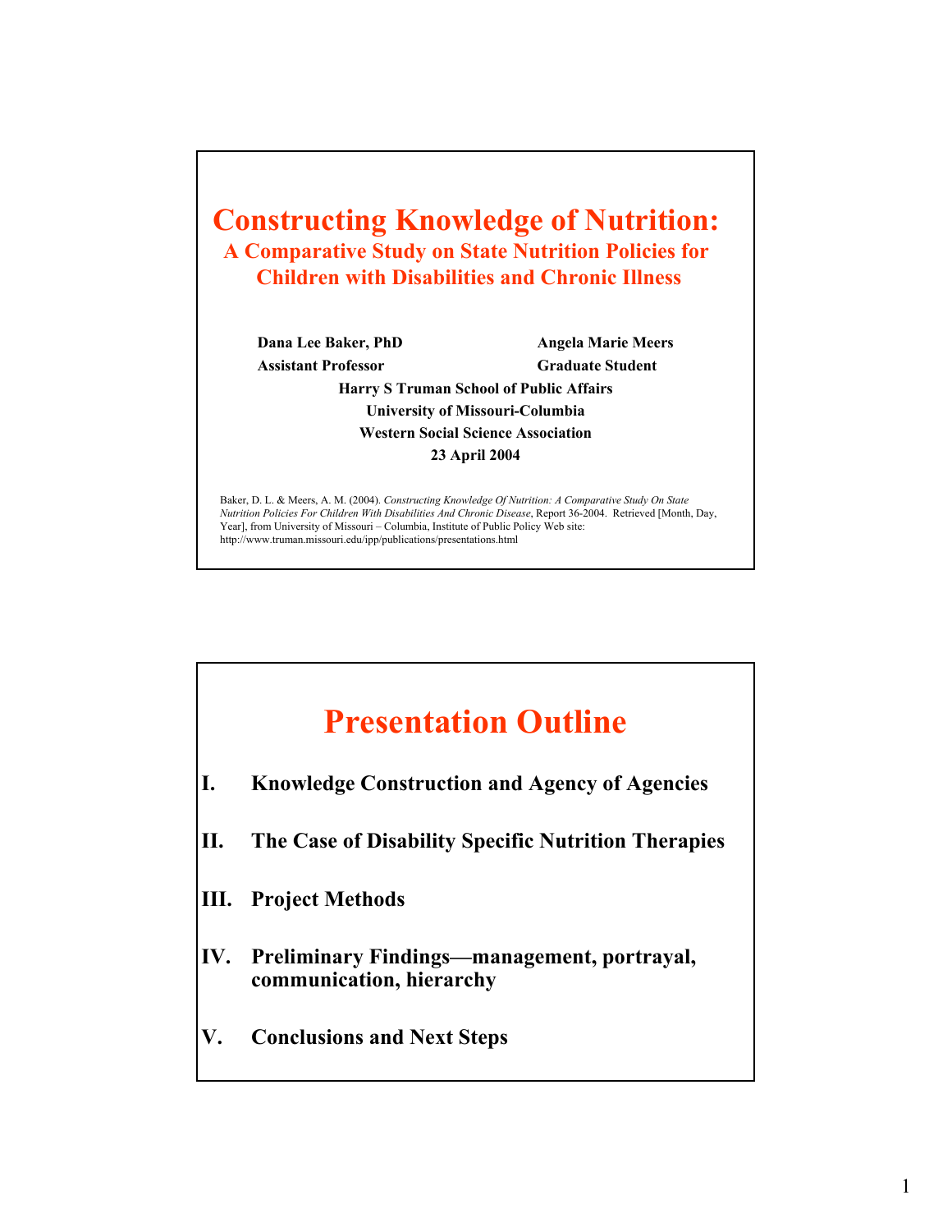# Constructing Knowledge of Nutrition:

## A Comparative Study on State Nutrition Policies for Children with Disabilities and Chronic Illness

**Dana Lee Baker, PhD**
**Assistant Professor**

**Angela Marie Meers**
**Graduate Student**

**Harry S Truman School of Public Affairs**
**University of Missouri-Columbia**
**Western Social Science Association**
**23 April 2004**

Baker, D. L. & Meers, A. M. (2004). *Constructing Knowledge Of Nutrition: A Comparative Study On State Nutrition Policies For Children With Disabilities And Chronic Disease*, Report 36-2004. Retrieved [Month, Day, Year], from University of Missouri – Columbia, Institute of Public Policy Web site: http://www.truman.missouri.edu/ipp/publications/presentations.html

# Presentation Outline

- **I. Knowledge Construction and Agency of Agencies**
- **II. The Case of Disability Specific Nutrition Therapies**
- **III. Project Methods**
- **IV. Preliminary Findings—management, portrayal, communication, hierarchy**
- **V. Conclusions and Next Steps**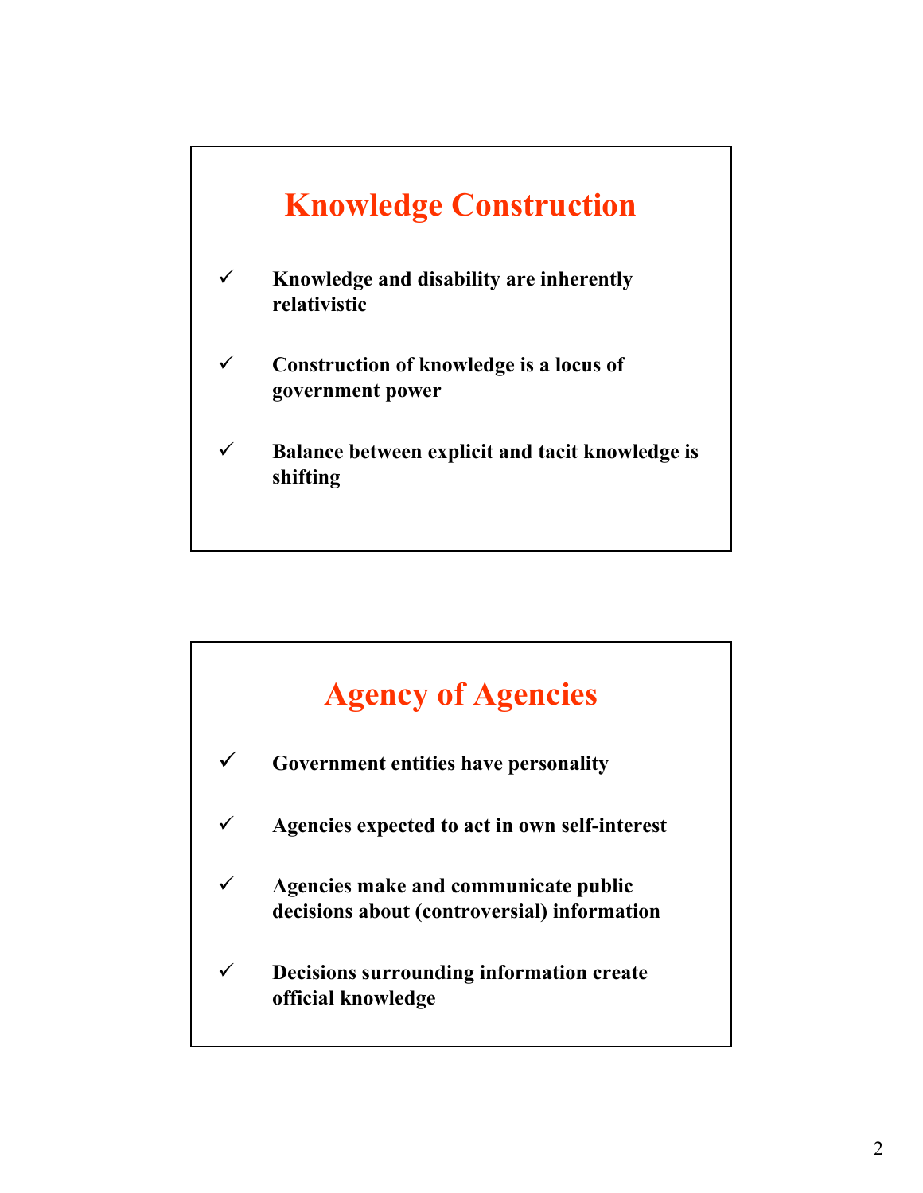## Knowledge Construction

- ✓ **Knowledge and disability are inherently relativistic**
- ✓ **Construction of knowledge is a locus of government power**
- ✓ **Balance between explicit and tacit knowledge is shifting**

## Agency of Agencies

- ✓ **Government entities have personality**
- ✓ **Agencies expected to act in own self-interest**
- ✓ **Agencies make and communicate public decisions about (controversial) information**
- ✓ **Decisions surrounding information create official knowledge**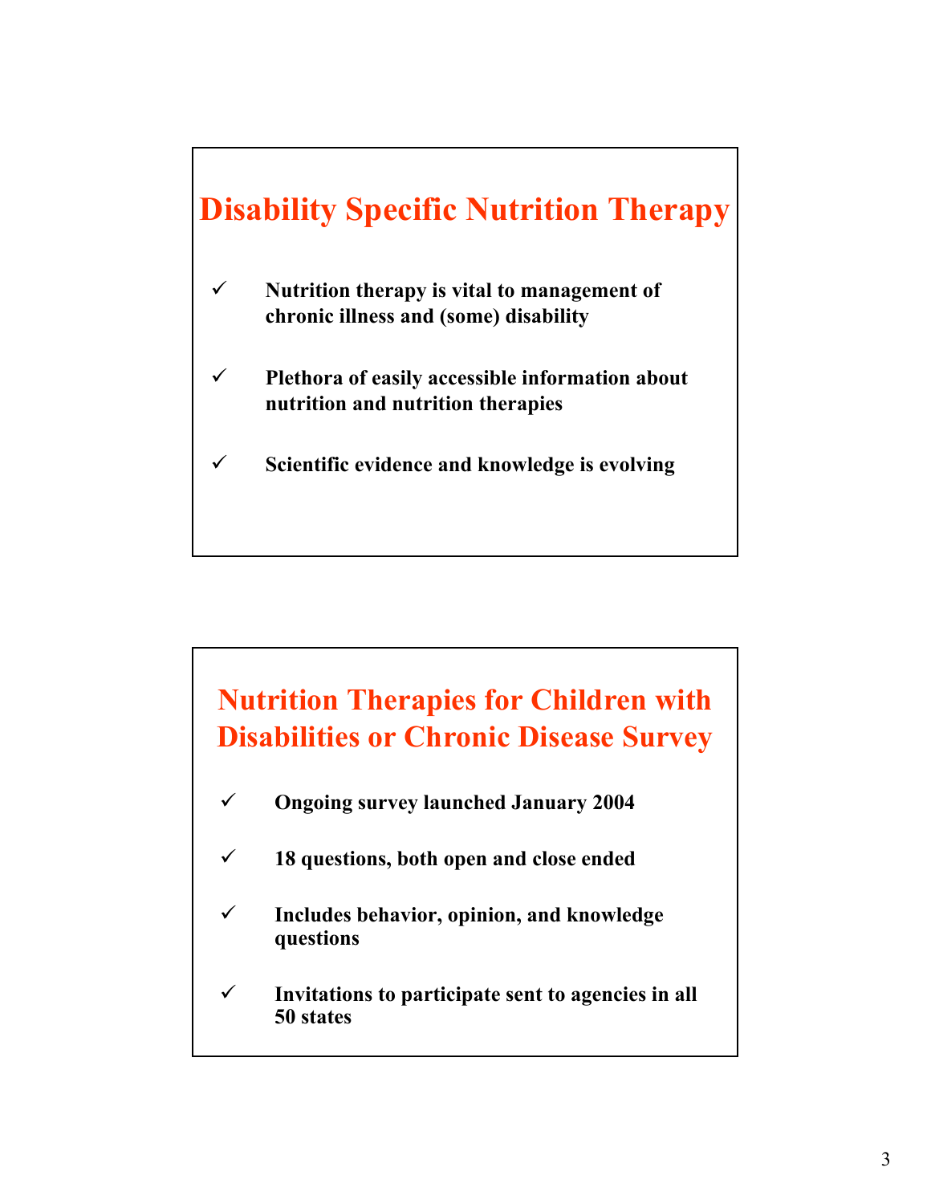## Disability Specific Nutrition Therapy

- Nutrition therapy is vital to management of chronic illness and (some) disability
- Plethora of easily accessible information about nutrition and nutrition therapies
- Scientific evidence and knowledge is evolving

## Nutrition Therapies for Children with Disabilities or Chronic Disease Survey

- Ongoing survey launched January 2004
- 18 questions, both open and close ended
- Includes behavior, opinion, and knowledge questions
- Invitations to participate sent to agencies in all 50 states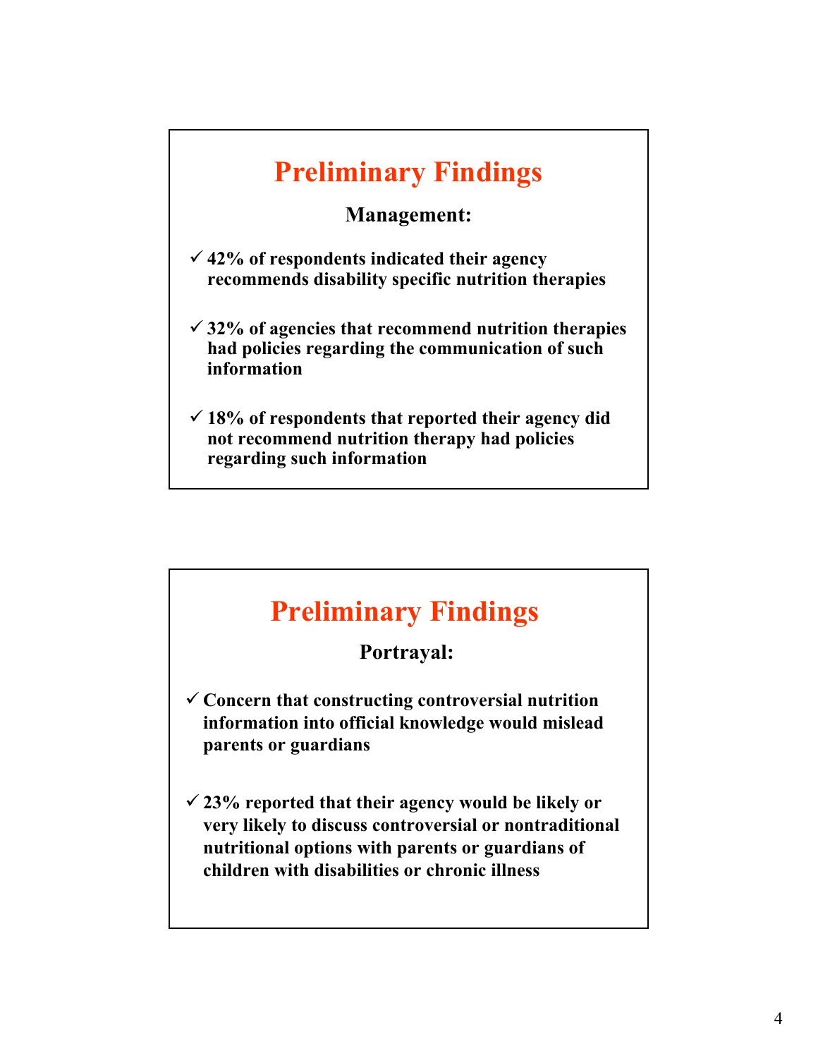## Preliminary Findings

**Management:**

- ✓ **42% of respondents indicated their agency recommends disability specific nutrition therapies**
- ✓ **32% of agencies that recommend nutrition therapies had policies regarding the communication of such information**
- ✓ **18% of respondents that reported their agency did not recommend nutrition therapy had policies regarding such information**

## Preliminary Findings

**Portrayal:**

- ✓ **Concern that constructing controversial nutrition information into official knowledge would mislead parents or guardians**
- ✓ **23% reported that their agency would be likely or very likely to discuss controversial or nontraditional nutritional options with parents or guardians of children with disabilities or chronic illness**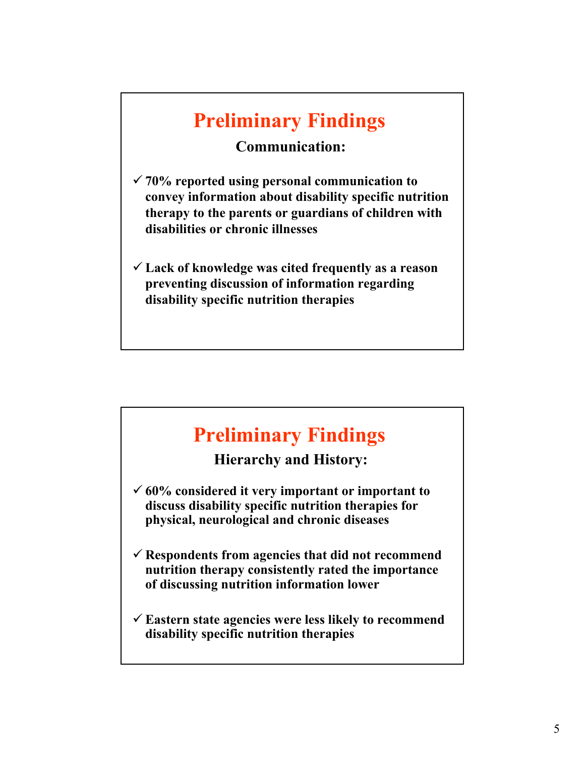## Preliminary Findings

### Communication:

- ✓ 70% reported using personal communication to convey information about disability specific nutrition therapy to the parents or guardians of children with disabilities or chronic illnesses
- ✓ Lack of knowledge was cited frequently as a reason preventing discussion of information regarding disability specific nutrition therapies

## Preliminary Findings

### Hierarchy and History:

- ✓ 60% considered it very important or important to discuss disability specific nutrition therapies for physical, neurological and chronic diseases
- ✓ Respondents from agencies that did not recommend nutrition therapy consistently rated the importance of discussing nutrition information lower
- ✓ Eastern state agencies were less likely to recommend disability specific nutrition therapies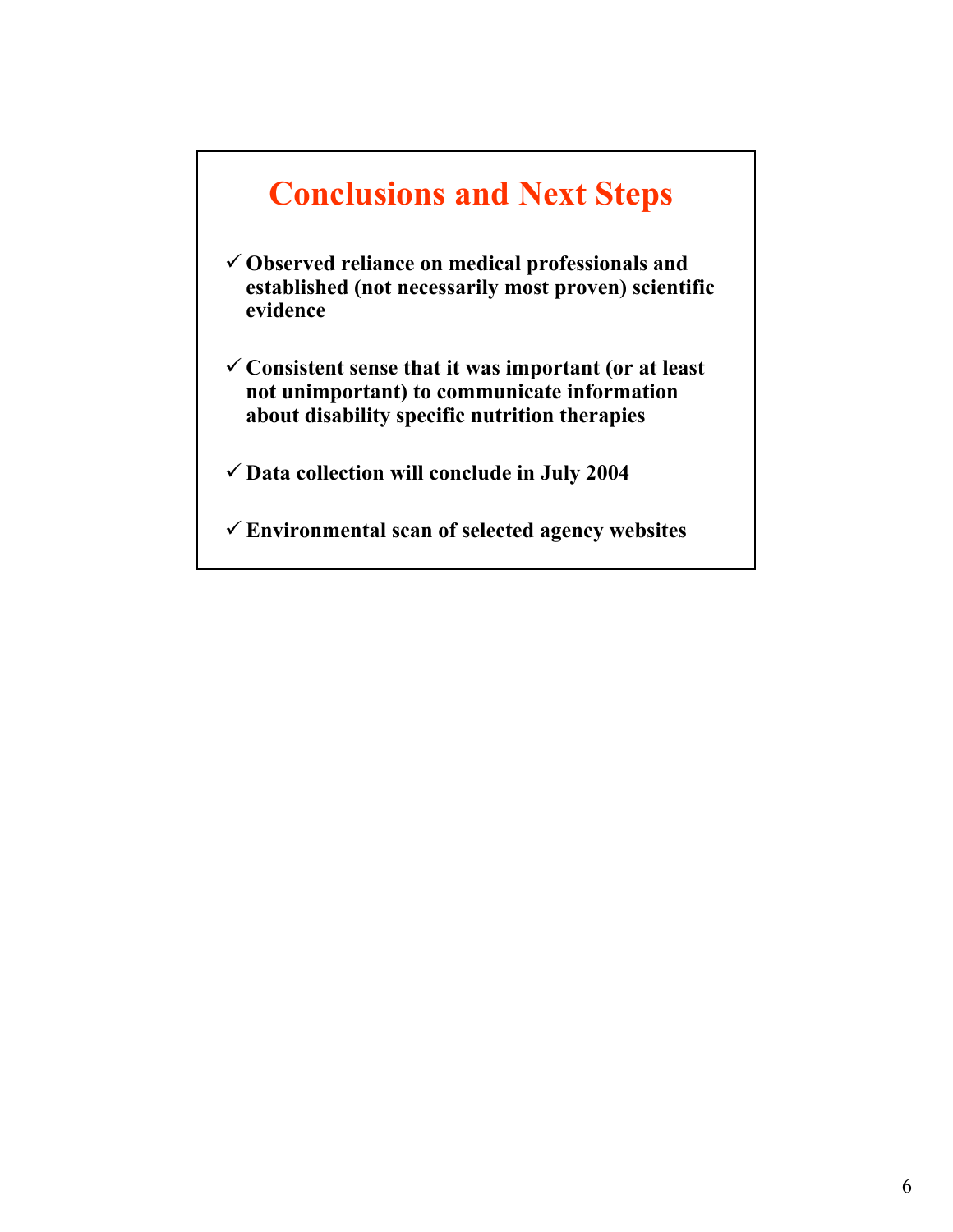# Conclusions and Next Steps

- ✓ **Observed reliance on medical professionals and established (not necessarily most proven) scientific evidence**
- ✓ **Consistent sense that it was important (or at least not unimportant) to communicate information about disability specific nutrition therapies**
- ✓ **Data collection will conclude in July 2004**
- ✓ **Environmental scan of selected agency websites**